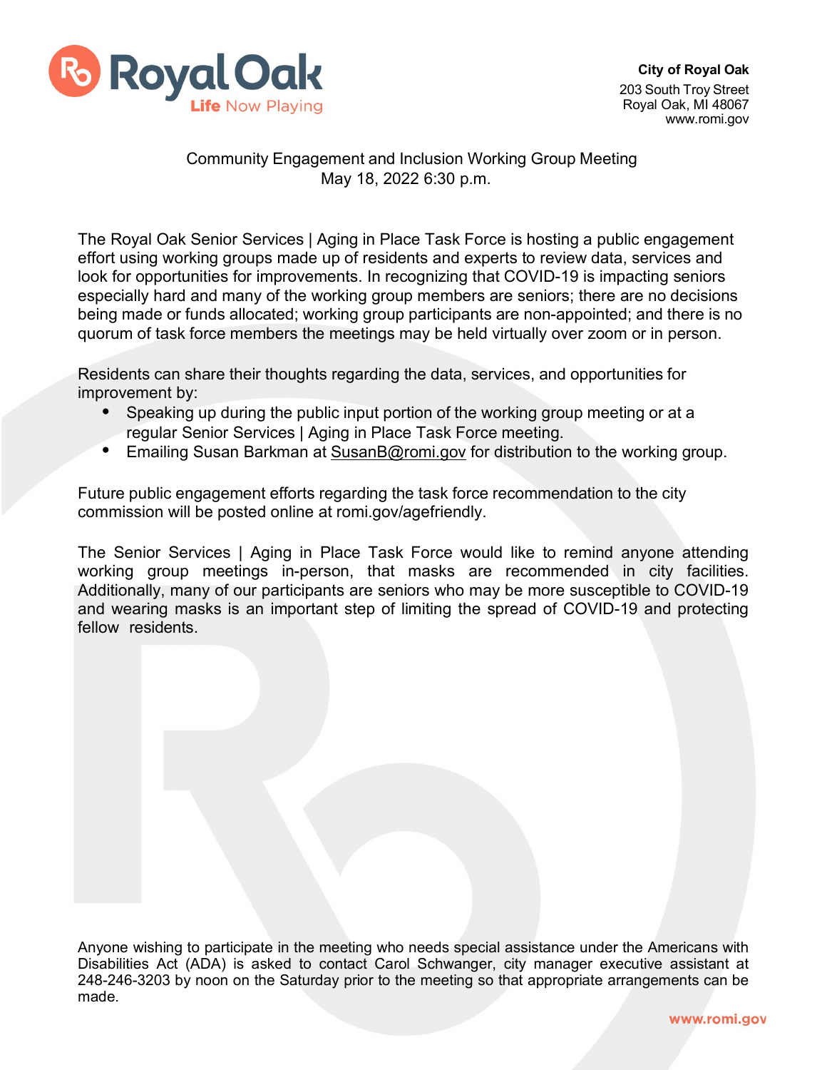**City of Royal Oak**
203 South Troy Street
Royal Oak, MI 48067
www.romi.gov

Community Engagement and Inclusion Working Group Meeting
May 18, 2022 6:30 p.m.

The Royal Oak Senior Services | Aging in Place Task Force is hosting a public engagement effort using working groups made up of residents and experts to review data, services and look for opportunities for improvements. In recognizing that COVID-19 is impacting seniors especially hard and many of the working group members are seniors; there are no decisions being made or funds allocated; working group participants are non-appointed; and there is no quorum of task force members the meetings may be held virtually over zoom or in person.

Residents can share their thoughts regarding the data, services, and opportunities for improvement by:

- Speaking up during the public input portion of the working group meeting or at a regular Senior Services | Aging in Place Task Force meeting.
- Emailing Susan Barkman at SusanB@romi.gov for distribution to the working group.

Future public engagement efforts regarding the task force recommendation to the city commission will be posted online at romi.gov/agefriendly.

The Senior Services | Aging in Place Task Force would like to remind anyone attending working group meetings in-person, that masks are recommended in city facilities. Additionally, many of our participants are seniors who may be more susceptible to COVID-19 and wearing masks is an important step of limiting the spread of COVID-19 and protecting fellow residents.

Anyone wishing to participate in the meeting who needs special assistance under the Americans with Disabilities Act (ADA) is asked to contact Carol Schwanger, city manager executive assistant at 248-246-3203 by noon on the Saturday prior to the meeting so that appropriate arrangements can be made.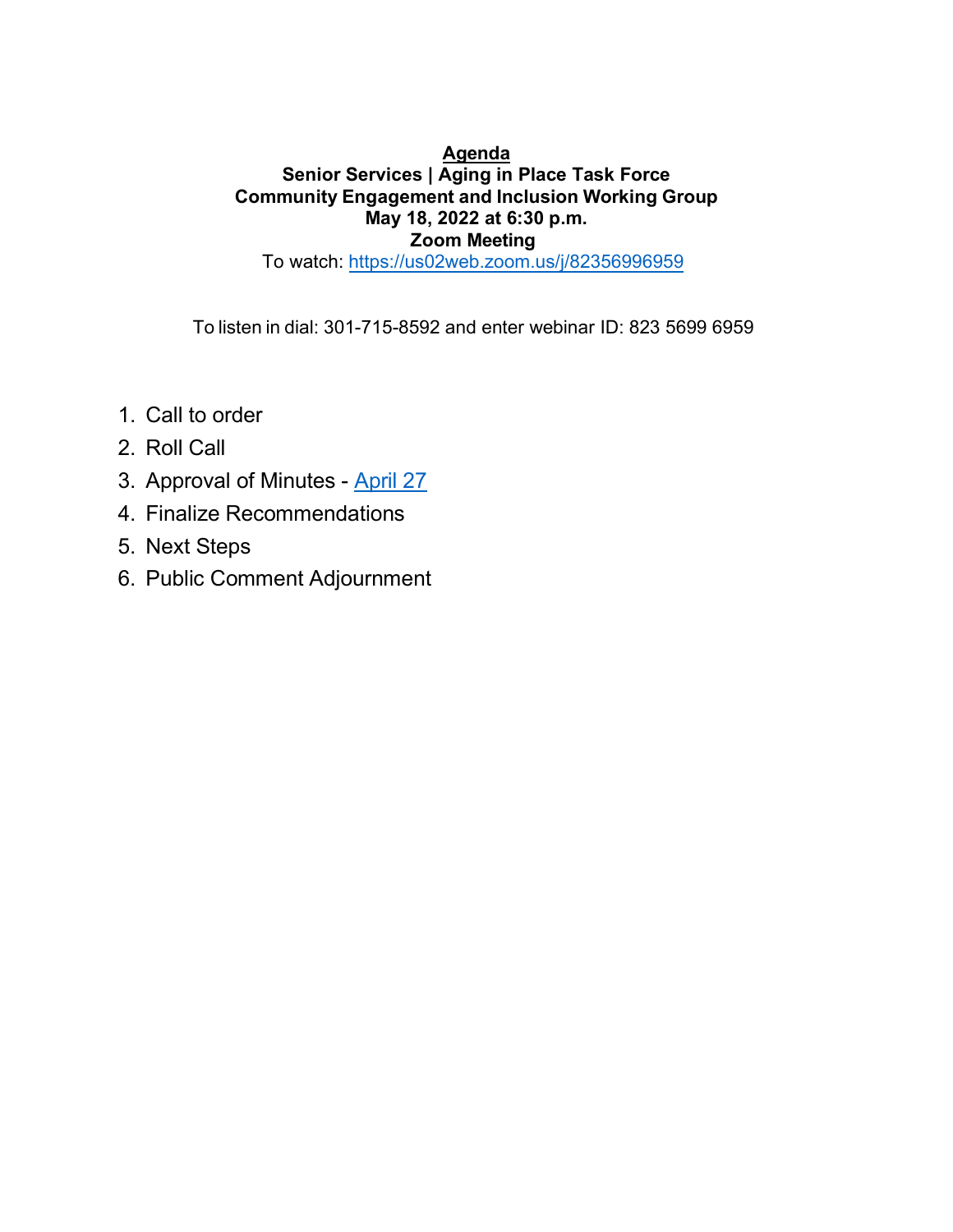**<u>Agenda</u>**
**Senior Services | Aging in Place Task Force**
**Community Engagement and Inclusion Working Group**
**May 18, 2022 at 6:30 p.m.**
**Zoom Meeting**

To watch: [https://us02web.zoom.us/j/82356996959](https://us02web.zoom.us/j/82356996959)

To listen in dial: 301-715-8592 and enter webinar ID: 823 5699 6959

1. Call to order
2. Roll Call
3. Approval of Minutes - April 27
4. Finalize Recommendations
5. Next Steps
6. Public Comment Adjournment